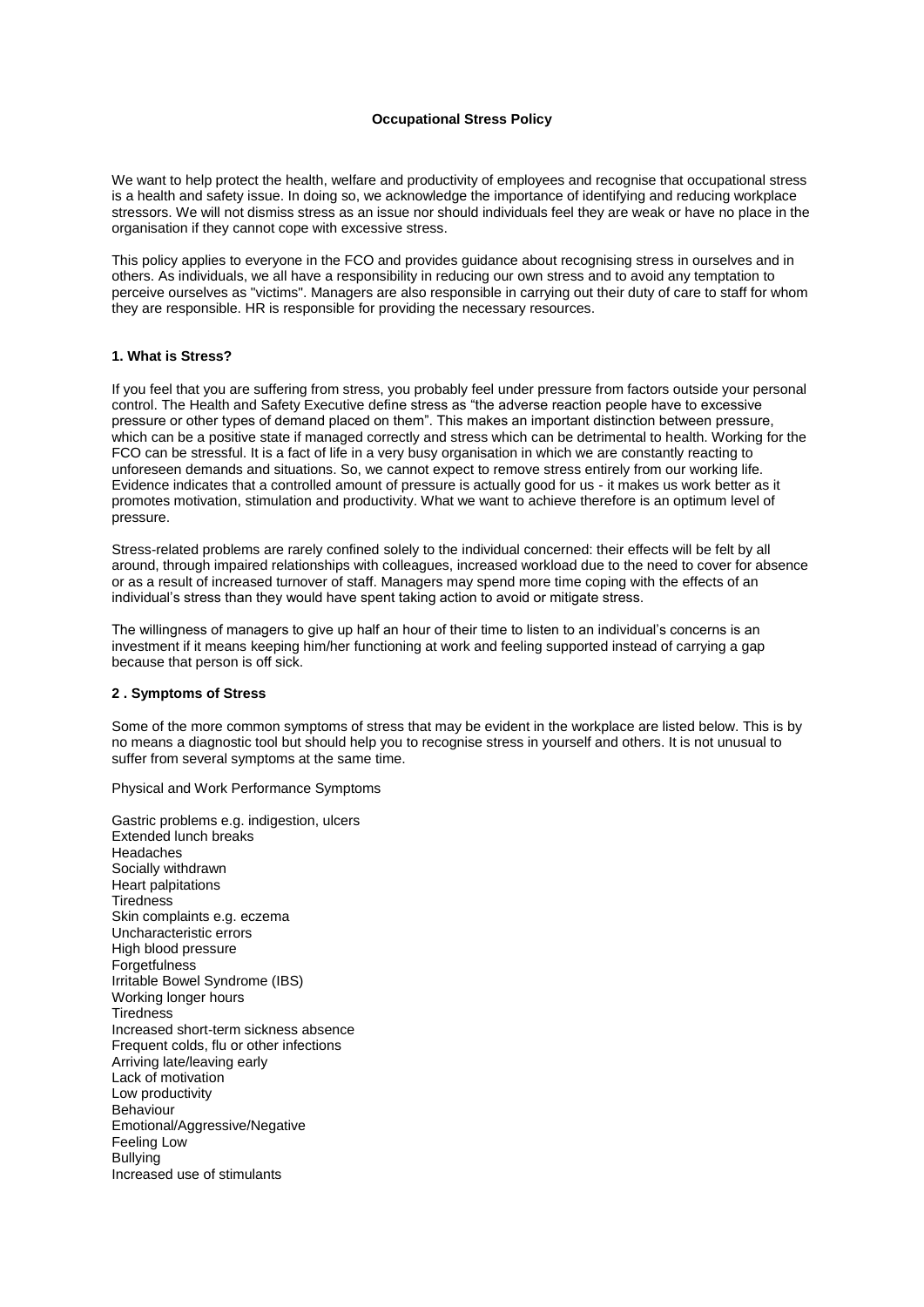# Occupational Stress Policy

We want to help protect the health, welfare and productivity of employees and recognise that occupational stress is a health and safety issue. In doing so, we acknowledge the importance of identifying and reducing workplace stressors. We will not dismiss stress as an issue nor should individuals feel they are weak or have no place in the organisation if they cannot cope with excessive stress.

This policy applies to everyone in the FCO and provides guidance about recognising stress in ourselves and in others. As individuals, we all have a responsibility in reducing our own stress and to avoid any temptation to perceive ourselves as "victims". Managers are also responsible in carrying out their duty of care to staff for whom they are responsible. HR is responsible for providing the necessary resources.

## 1. What is Stress?

If you feel that you are suffering from stress, you probably feel under pressure from factors outside your personal control. The Health and Safety Executive define stress as "the adverse reaction people have to excessive pressure or other types of demand placed on them". This makes an important distinction between pressure, which can be a positive state if managed correctly and stress which can be detrimental to health. Working for the FCO can be stressful. It is a fact of life in a very busy organisation in which we are constantly reacting to unforeseen demands and situations. So, we cannot expect to remove stress entirely from our working life. Evidence indicates that a controlled amount of pressure is actually good for us - it makes us work better as it promotes motivation, stimulation and productivity. What we want to achieve therefore is an optimum level of pressure.

Stress-related problems are rarely confined solely to the individual concerned: their effects will be felt by all around, through impaired relationships with colleagues, increased workload due to the need to cover for absence or as a result of increased turnover of staff. Managers may spend more time coping with the effects of an individual's stress than they would have spent taking action to avoid or mitigate stress.

The willingness of managers to give up half an hour of their time to listen to an individual's concerns is an investment if it means keeping him/her functioning at work and feeling supported instead of carrying a gap because that person is off sick.

## 2 . Symptoms of Stress

Some of the more common symptoms of stress that may be evident in the workplace are listed below. This is by no means a diagnostic tool but should help you to recognise stress in yourself and others. It is not unusual to suffer from several symptoms at the same time.

Physical and Work Performance Symptoms

Gastric problems e.g. indigestion, ulcers
Extended lunch breaks
Headaches
Socially withdrawn
Heart palpitations
Tiredness
Skin complaints e.g. eczema
Uncharacteristic errors
High blood pressure
Forgetfulness
Irritable Bowel Syndrome (IBS)
Working longer hours
Tiredness
Increased short-term sickness absence
Frequent colds, flu or other infections
Arriving late/leaving early
Lack of motivation
Low productivity
Behaviour
Emotional/Aggressive/Negative
Feeling Low
Bullying
Increased use of stimulants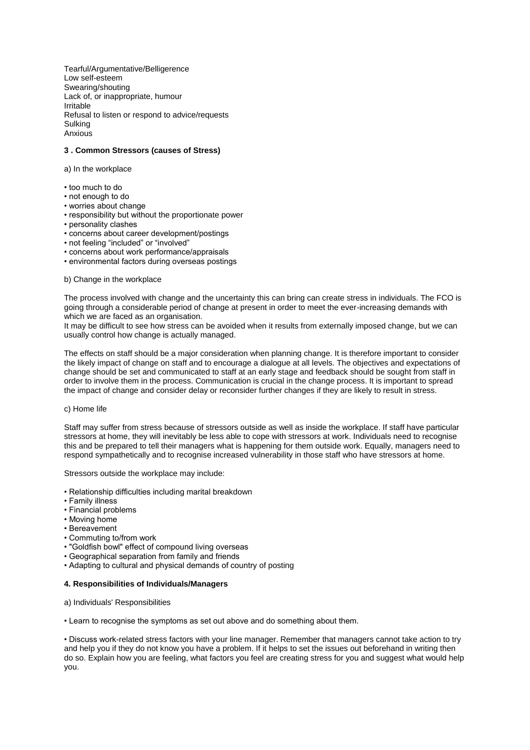Tearful/Argumentative/Belligerence
Low self-esteem
Swearing/shouting
Lack of, or inappropriate, humour
Irritable
Refusal to listen or respond to advice/requests
Sulking
Anxious

### 3 . Common Stressors (causes of Stress)

a) In the workplace

- too much to do
- not enough to do
- worries about change
- responsibility but without the proportionate power
- personality clashes
- concerns about career development/postings
- not feeling "included" or "involved"
- concerns about work performance/appraisals
- environmental factors during overseas postings

b) Change in the workplace

The process involved with change and the uncertainty this can bring can create stress in individuals. The FCO is going through a considerable period of change at present in order to meet the ever-increasing demands with which we are faced as an organisation.
It may be difficult to see how stress can be avoided when it results from externally imposed change, but we can usually control how change is actually managed.

The effects on staff should be a major consideration when planning change. It is therefore important to consider the likely impact of change on staff and to encourage a dialogue at all levels. The objectives and expectations of change should be set and communicated to staff at an early stage and feedback should be sought from staff in order to involve them in the process. Communication is crucial in the change process. It is important to spread the impact of change and consider delay or reconsider further changes if they are likely to result in stress.

c) Home life

Staff may suffer from stress because of stressors outside as well as inside the workplace. If staff have particular stressors at home, they will inevitably be less able to cope with stressors at work. Individuals need to recognise this and be prepared to tell their managers what is happening for them outside work. Equally, managers need to respond sympathetically and to recognise increased vulnerability in those staff who have stressors at home.

Stressors outside the workplace may include:

- Relationship difficulties including marital breakdown
- Family illness
- Financial problems
- Moving home
- Bereavement
- Commuting to/from work
- "Goldfish bowl" effect of compound living overseas
- Geographical separation from family and friends
- Adapting to cultural and physical demands of country of posting

### 4. Responsibilities of Individuals/Managers

a) Individuals' Responsibilities

- Learn to recognise the symptoms as set out above and do something about them.

- Discuss work-related stress factors with your line manager. Remember that managers cannot take action to try and help you if they do not know you have a problem. If it helps to set the issues out beforehand in writing then do so. Explain how you are feeling, what factors you feel are creating stress for you and suggest what would help you.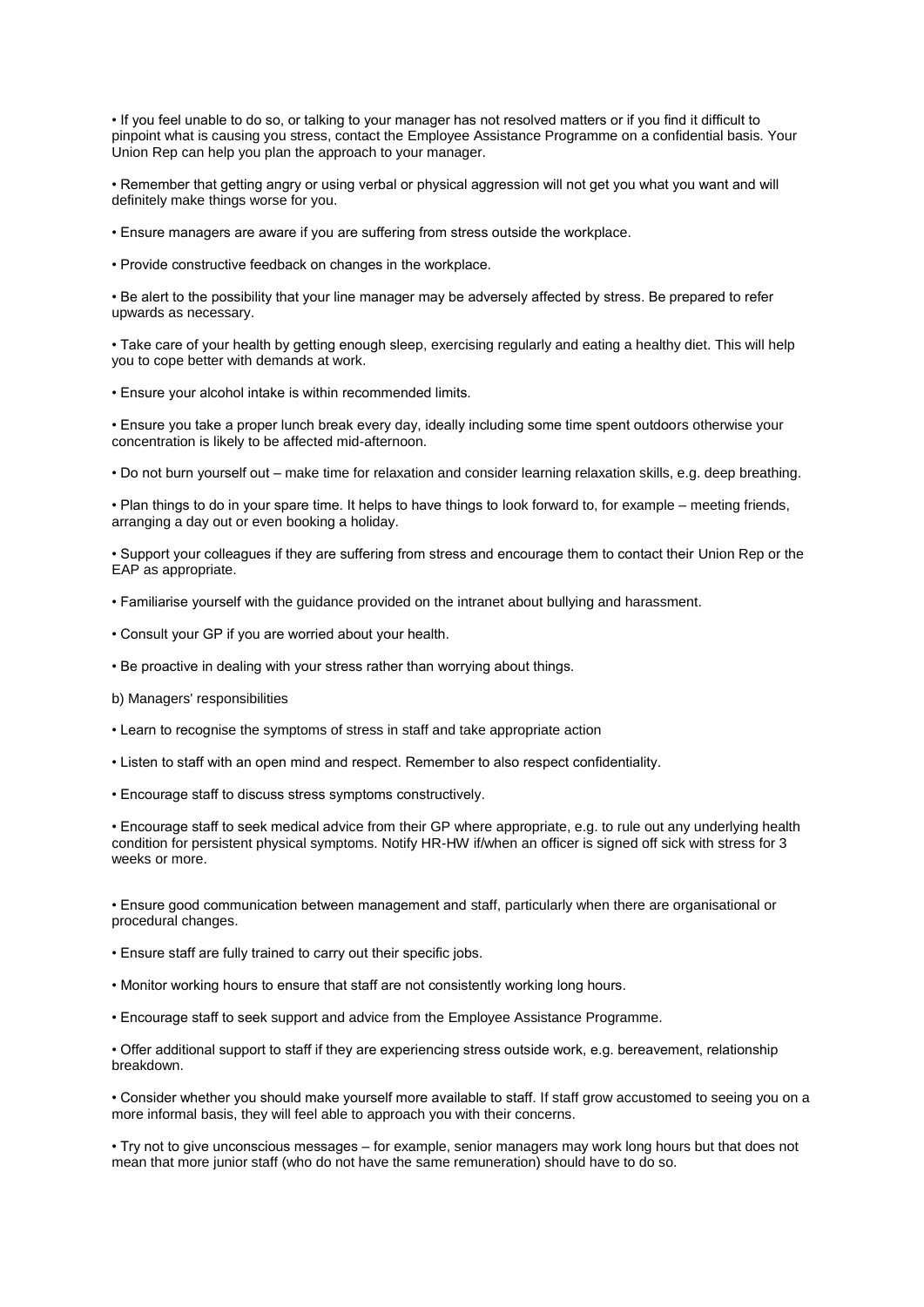- If you feel unable to do so, or talking to your manager has not resolved matters or if you find it difficult to pinpoint what is causing you stress, contact the Employee Assistance Programme on a confidential basis. Your Union Rep can help you plan the approach to your manager.

- Remember that getting angry or using verbal or physical aggression will not get you what you want and will definitely make things worse for you.

- Ensure managers are aware if you are suffering from stress outside the workplace.

- Provide constructive feedback on changes in the workplace.

- Be alert to the possibility that your line manager may be adversely affected by stress. Be prepared to refer upwards as necessary.

- Take care of your health by getting enough sleep, exercising regularly and eating a healthy diet. This will help you to cope better with demands at work.

- Ensure your alcohol intake is within recommended limits.

- Ensure you take a proper lunch break every day, ideally including some time spent outdoors otherwise your concentration is likely to be affected mid-afternoon.

- Do not burn yourself out – make time for relaxation and consider learning relaxation skills, e.g. deep breathing.

- Plan things to do in your spare time. It helps to have things to look forward to, for example – meeting friends, arranging a day out or even booking a holiday.

- Support your colleagues if they are suffering from stress and encourage them to contact their Union Rep or the EAP as appropriate.

- Familiarise yourself with the guidance provided on the intranet about bullying and harassment.

- Consult your GP if you are worried about your health.

- Be proactive in dealing with your stress rather than worrying about things.

b) Managers' responsibilities

- Learn to recognise the symptoms of stress in staff and take appropriate action

- Listen to staff with an open mind and respect. Remember to also respect confidentiality.

- Encourage staff to discuss stress symptoms constructively.

- Encourage staff to seek medical advice from their GP where appropriate, e.g. to rule out any underlying health condition for persistent physical symptoms. Notify HR-HW if/when an officer is signed off sick with stress for 3 weeks or more.

- Ensure good communication between management and staff, particularly when there are organisational or procedural changes.

- Ensure staff are fully trained to carry out their specific jobs.

- Monitor working hours to ensure that staff are not consistently working long hours.

- Encourage staff to seek support and advice from the Employee Assistance Programme.

- Offer additional support to staff if they are experiencing stress outside work, e.g. bereavement, relationship breakdown.

- Consider whether you should make yourself more available to staff. If staff grow accustomed to seeing you on a more informal basis, they will feel able to approach you with their concerns.

- Try not to give unconscious messages – for example, senior managers may work long hours but that does not mean that more junior staff (who do not have the same remuneration) should have to do so.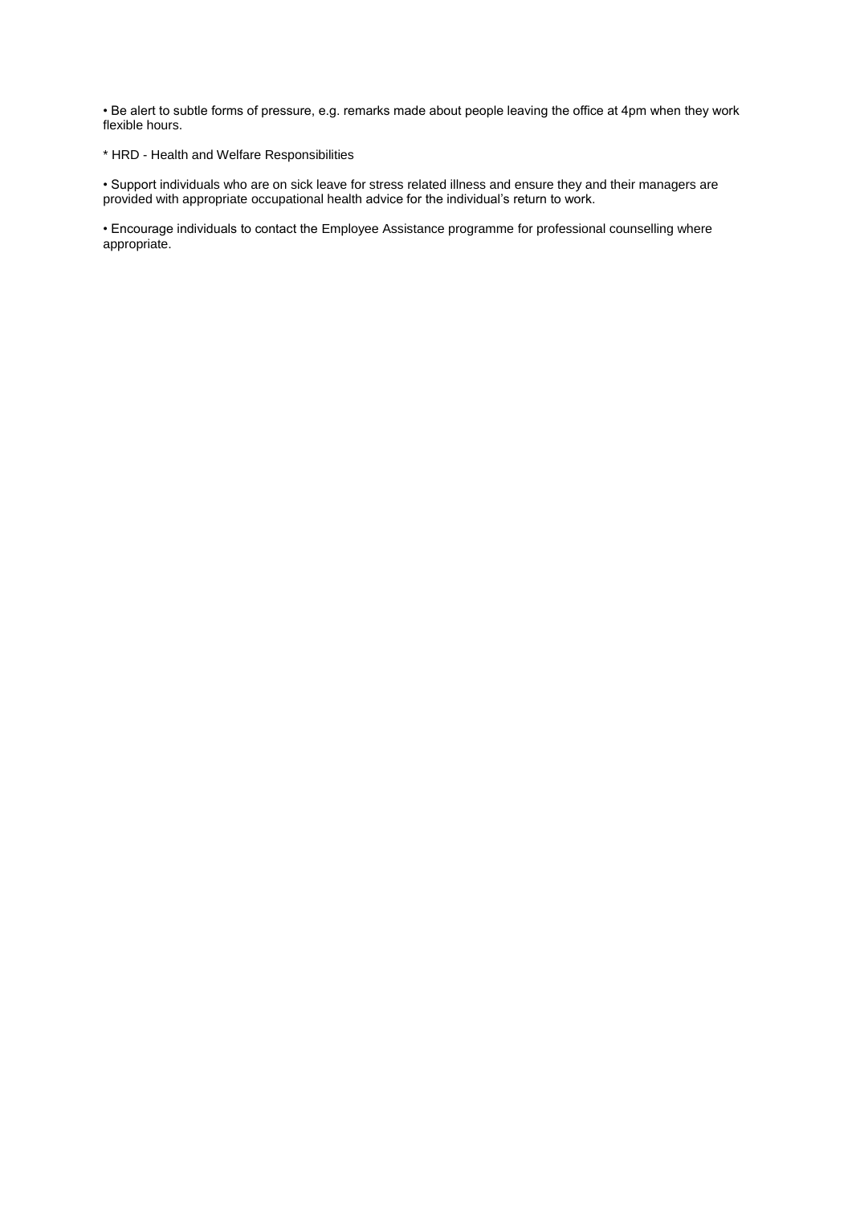• Be alert to subtle forms of pressure, e.g. remarks made about people leaving the office at 4pm when they work flexible hours.

* HRD - Health and Welfare Responsibilities

• Support individuals who are on sick leave for stress related illness and ensure they and their managers are provided with appropriate occupational health advice for the individual's return to work.

• Encourage individuals to contact the Employee Assistance programme for professional counselling where appropriate.